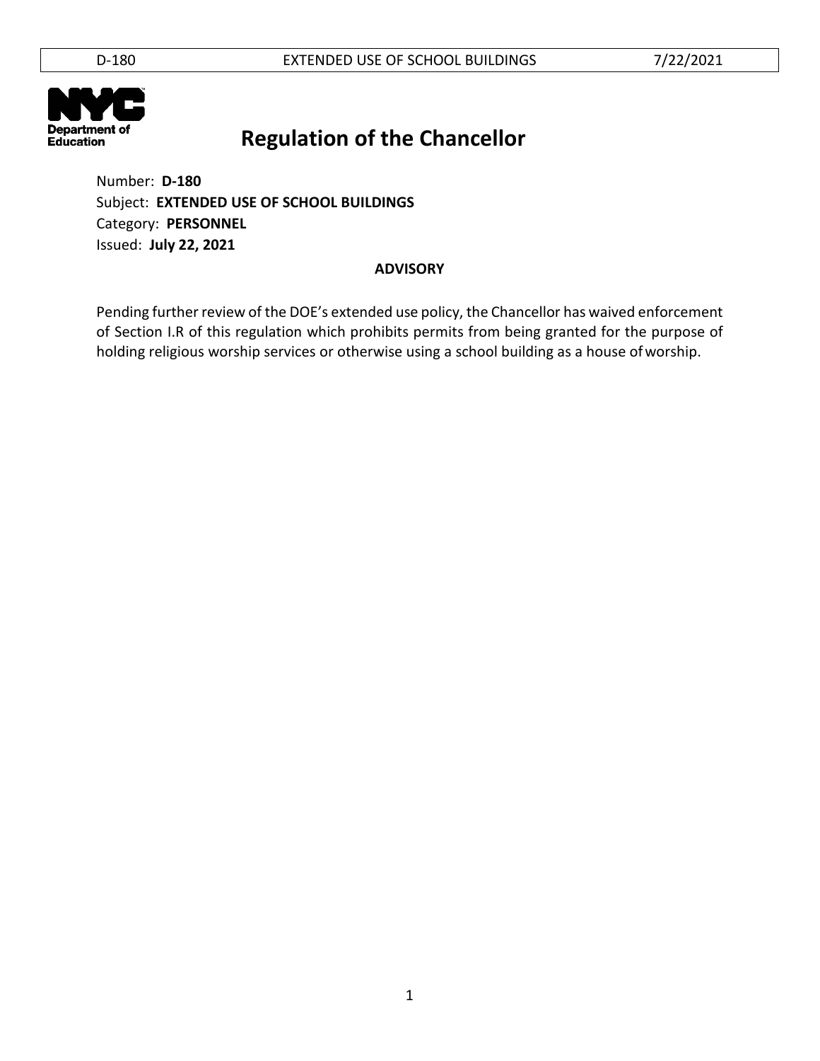# Regulation of the Chancellor

Number: **D-180**
Subject: **EXTENDED USE OF SCHOOL BUILDINGS**
Category: **PERSONNEL**
Issued: **July 22, 2021**

**ADVISORY**

Pending further review of the DOE's extended use policy, the Chancellor has waived enforcement of Section I.R of this regulation which prohibits permits from being granted for the purpose of holding religious worship services or otherwise using a school building as a house of worship.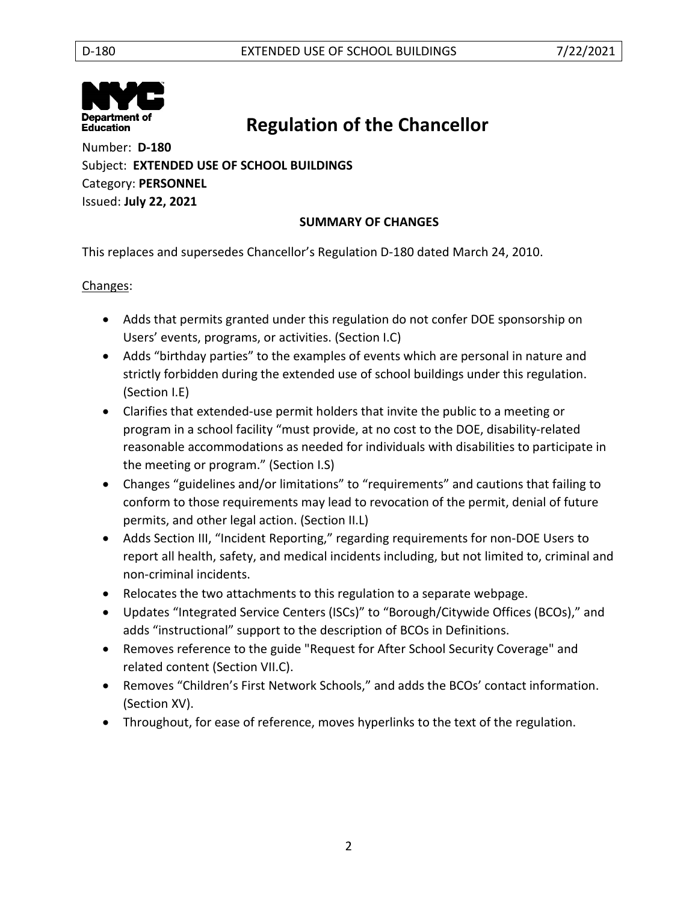# Regulation of the Chancellor

Number: **D-180**
Subject: **EXTENDED USE OF SCHOOL BUILDINGS**
Category: **PERSONNEL**
Issued: **July 22, 2021**

**SUMMARY OF CHANGES**

This replaces and supersedes Chancellor's Regulation D-180 dated March 24, 2010.

Changes:

- Adds that permits granted under this regulation do not confer DOE sponsorship on Users' events, programs, or activities. (Section I.C)
- Adds "birthday parties" to the examples of events which are personal in nature and strictly forbidden during the extended use of school buildings under this regulation. (Section I.E)
- Clarifies that extended-use permit holders that invite the public to a meeting or program in a school facility "must provide, at no cost to the DOE, disability-related reasonable accommodations as needed for individuals with disabilities to participate in the meeting or program." (Section I.S)
- Changes "guidelines and/or limitations" to "requirements" and cautions that failing to conform to those requirements may lead to revocation of the permit, denial of future permits, and other legal action. (Section II.L)
- Adds Section III, "Incident Reporting," regarding requirements for non-DOE Users to report all health, safety, and medical incidents including, but not limited to, criminal and non-criminal incidents.
- Relocates the two attachments to this regulation to a separate webpage.
- Updates "Integrated Service Centers (ISCs)" to "Borough/Citywide Offices (BCOs)," and adds "instructional" support to the description of BCOs in Definitions.
- Removes reference to the guide "Request for After School Security Coverage" and related content (Section VII.C).
- Removes "Children's First Network Schools," and adds the BCOs' contact information. (Section XV).
- Throughout, for ease of reference, moves hyperlinks to the text of the regulation.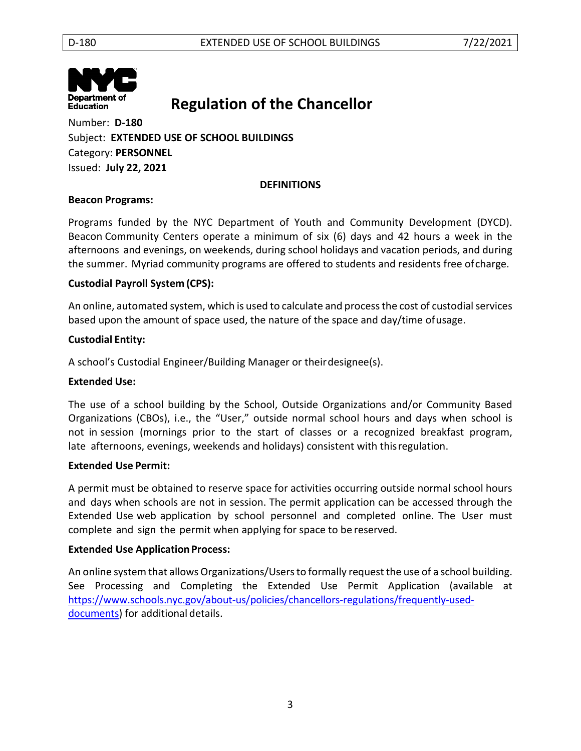# Regulation of the Chancellor

Number: **D-180**
Subject: **EXTENDED USE OF SCHOOL BUILDINGS**
Category: **PERSONNEL**
Issued: **July 22, 2021**

## DEFINITIONS

**Beacon Programs:**

Programs funded by the NYC Department of Youth and Community Development (DYCD). Beacon Community Centers operate a minimum of six (6) days and 42 hours a week in the afternoons and evenings, on weekends, during school holidays and vacation periods, and during the summer. Myriad community programs are offered to students and residents free of charge.

**Custodial Payroll System (CPS):**

An online, automated system, which is used to calculate and process the cost of custodial services based upon the amount of space used, the nature of the space and day/time of usage.

**Custodial Entity:**

A school's Custodial Engineer/Building Manager or their designee(s).

**Extended Use:**

The use of a school building by the School, Outside Organizations and/or Community Based Organizations (CBOs), i.e., the "User," outside normal school hours and days when school is not in session (mornings prior to the start of classes or a recognized breakfast program, late afternoons, evenings, weekends and holidays) consistent with this regulation.

**Extended Use Permit:**

A permit must be obtained to reserve space for activities occurring outside normal school hours and days when schools are not in session. The permit application can be accessed through the Extended Use web application by school personnel and completed online. The User must complete and sign the permit when applying for space to be reserved.

**Extended Use Application Process:**

An online system that allows Organizations/Users to formally request the use of a school building. See Processing and Completing the Extended Use Permit Application (available at https://www.schools.nyc.gov/about-us/policies/chancellors-regulations/frequently-used-documents) for additional details.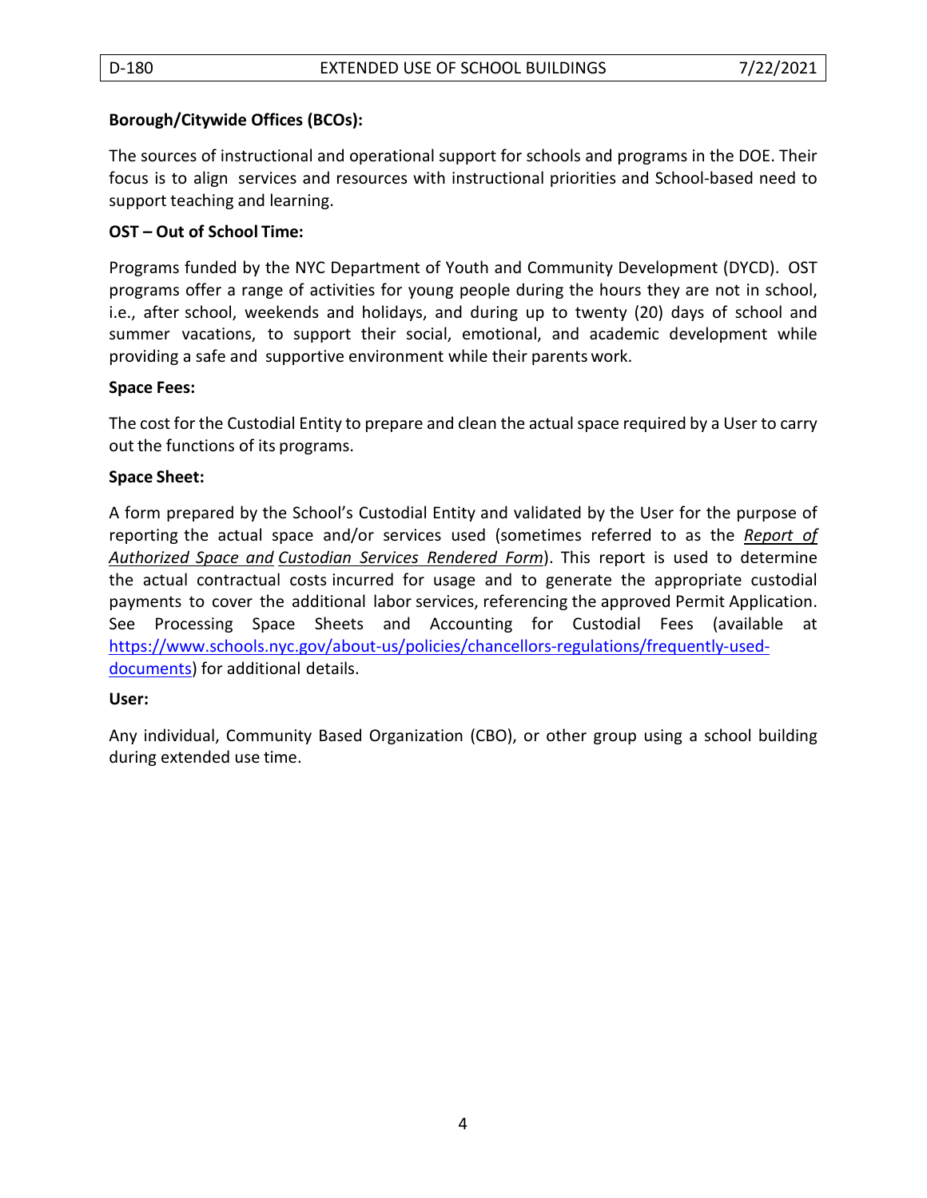**Borough/Citywide Offices (BCOs):**

The sources of instructional and operational support for schools and programs in the DOE. Their focus is to align services and resources with instructional priorities and School-based need to support teaching and learning.

**OST – Out of School Time:**

Programs funded by the NYC Department of Youth and Community Development (DYCD). OST programs offer a range of activities for young people during the hours they are not in school, i.e., after school, weekends and holidays, and during up to twenty (20) days of school and summer vacations, to support their social, emotional, and academic development while providing a safe and supportive environment while their parents work.

**Space Fees:**

The cost for the Custodial Entity to prepare and clean the actual space required by a User to carry out the functions of its programs.

**Space Sheet:**

A form prepared by the School's Custodial Entity and validated by the User for the purpose of reporting the actual space and/or services used (sometimes referred to as the *Report of Authorized Space and Custodian Services Rendered Form*). This report is used to determine the actual contractual costs incurred for usage and to generate the appropriate custodial payments to cover the additional labor services, referencing the approved Permit Application. See Processing Space Sheets and Accounting for Custodial Fees (available at [https://www.schools.nyc.gov/about-us/policies/chancellors-regulations/frequently-used-documents](https://www.schools.nyc.gov/about-us/policies/chancellors-regulations/frequently-used-documents)) for additional details.

**User:**

Any individual, Community Based Organization (CBO), or other group using a school building during extended use time.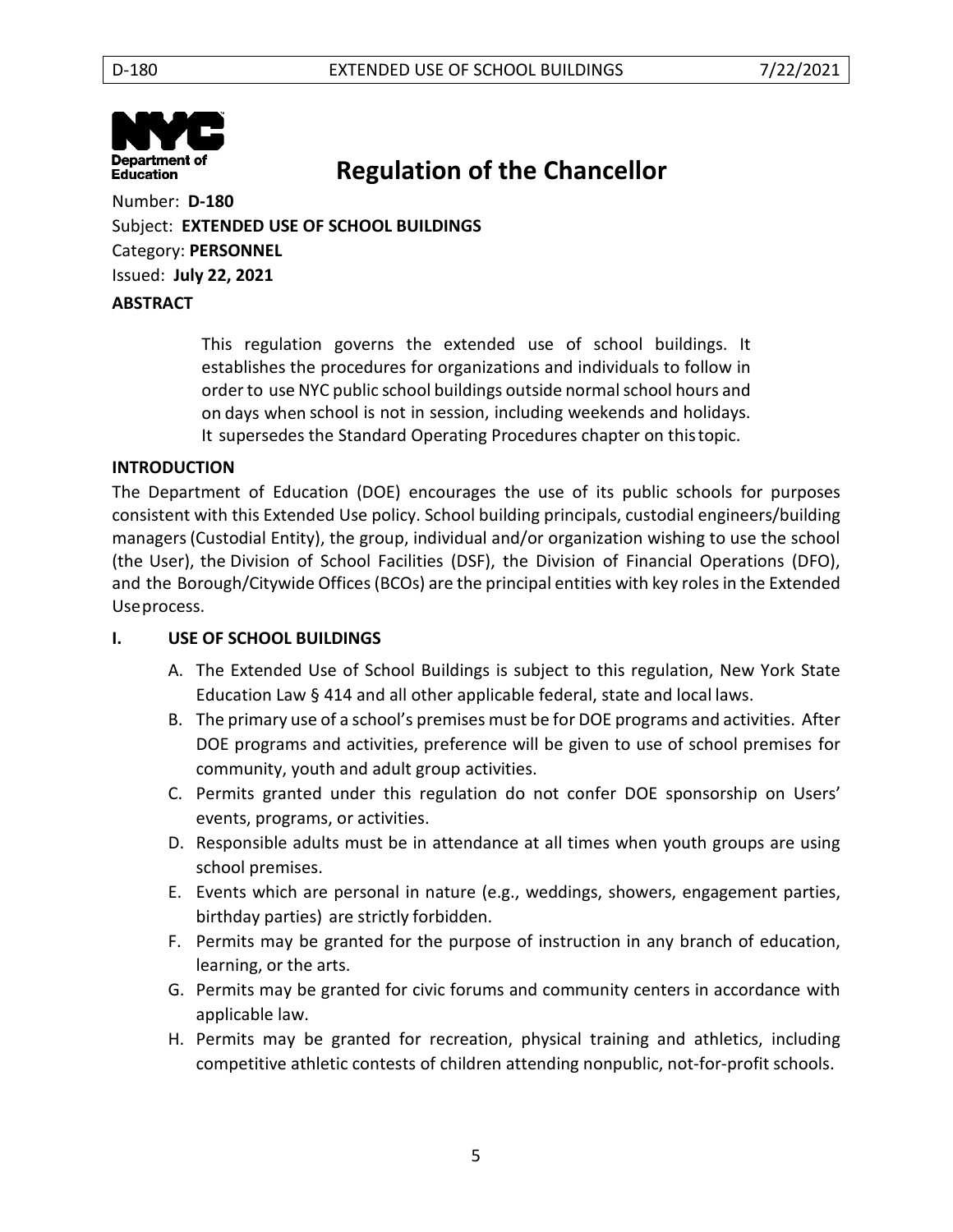# Regulation of the Chancellor

Number: **D-180**

Subject: **EXTENDED USE OF SCHOOL BUILDINGS**

Category: **PERSONNEL**

Issued: **July 22, 2021**

**ABSTRACT**

> This regulation governs the extended use of school buildings. It establishes the procedures for organizations and individuals to follow in order to use NYC public school buildings outside normal school hours and on days when school is not in session, including weekends and holidays. It supersedes the Standard Operating Procedures chapter on this topic.

**INTRODUCTION**

The Department of Education (DOE) encourages the use of its public schools for purposes consistent with this Extended Use policy. School building principals, custodial engineers/building managers (Custodial Entity), the group, individual and/or organization wishing to use the school (the User), the Division of School Facilities (DSF), the Division of Financial Operations (DFO), and the Borough/Citywide Offices (BCOs) are the principal entities with key roles in the Extended Use process.

**I. USE OF SCHOOL BUILDINGS**

A. The Extended Use of School Buildings is subject to this regulation, New York State Education Law § 414 and all other applicable federal, state and local laws.

B. The primary use of a school's premises must be for DOE programs and activities. After DOE programs and activities, preference will be given to use of school premises for community, youth and adult group activities.

C. Permits granted under this regulation do not confer DOE sponsorship on Users' events, programs, or activities.

D. Responsible adults must be in attendance at all times when youth groups are using school premises.

E. Events which are personal in nature (e.g., weddings, showers, engagement parties, birthday parties) are strictly forbidden.

F. Permits may be granted for the purpose of instruction in any branch of education, learning, or the arts.

G. Permits may be granted for civic forums and community centers in accordance with applicable law.

H. Permits may be granted for recreation, physical training and athletics, including competitive athletic contests of children attending nonpublic, not-for-profit schools.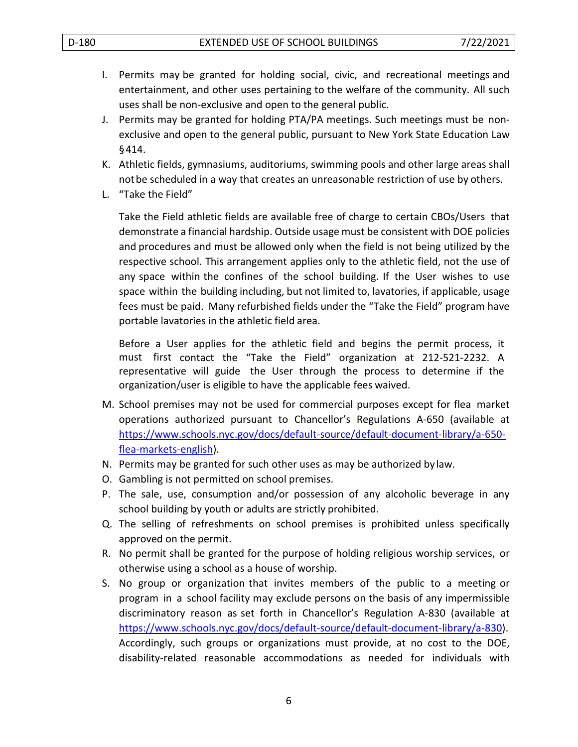I. Permits may be granted for holding social, civic, and recreational meetings and entertainment, and other uses pertaining to the welfare of the community. All such uses shall be non-exclusive and open to the general public.

J. Permits may be granted for holding PTA/PA meetings. Such meetings must be non-exclusive and open to the general public, pursuant to New York State Education Law §414.

K. Athletic fields, gymnasiums, auditoriums, swimming pools and other large areas shall not be scheduled in a way that creates an unreasonable restriction of use by others.

L. "Take the Field"

   Take the Field athletic fields are available free of charge to certain CBOs/Users that demonstrate a financial hardship. Outside usage must be consistent with DOE policies and procedures and must be allowed only when the field is not being utilized by the respective school. This arrangement applies only to the athletic field, not the use of any space within the confines of the school building. If the User wishes to use space within the building including, but not limited to, lavatories, if applicable, usage fees must be paid. Many refurbished fields under the "Take the Field" program have portable lavatories in the athletic field area.

   Before a User applies for the athletic field and begins the permit process, it must first contact the "Take the Field" organization at 212-521-2232. A representative will guide the User through the process to determine if the organization/user is eligible to have the applicable fees waived.

M. School premises may not be used for commercial purposes except for flea market operations authorized pursuant to Chancellor's Regulations A-650 (available at [https://www.schools.nyc.gov/docs/default-source/default-document-library/a-650-flea-markets-english](https://www.schools.nyc.gov/docs/default-source/default-document-library/a-650-flea-markets-english)).

N. Permits may be granted for such other uses as may be authorized by law.

O. Gambling is not permitted on school premises.

P. The sale, use, consumption and/or possession of any alcoholic beverage in any school building by youth or adults are strictly prohibited.

Q. The selling of refreshments on school premises is prohibited unless specifically approved on the permit.

R. No permit shall be granted for the purpose of holding religious worship services, or otherwise using a school as a house of worship.

S. No group or organization that invites members of the public to a meeting or program in a school facility may exclude persons on the basis of any impermissible discriminatory reason as set forth in Chancellor's Regulation A-830 (available at [https://www.schools.nyc.gov/docs/default-source/default-document-library/a-830](https://www.schools.nyc.gov/docs/default-source/default-document-library/a-830)). Accordingly, such groups or organizations must provide, at no cost to the DOE, disability-related reasonable accommodations as needed for individuals with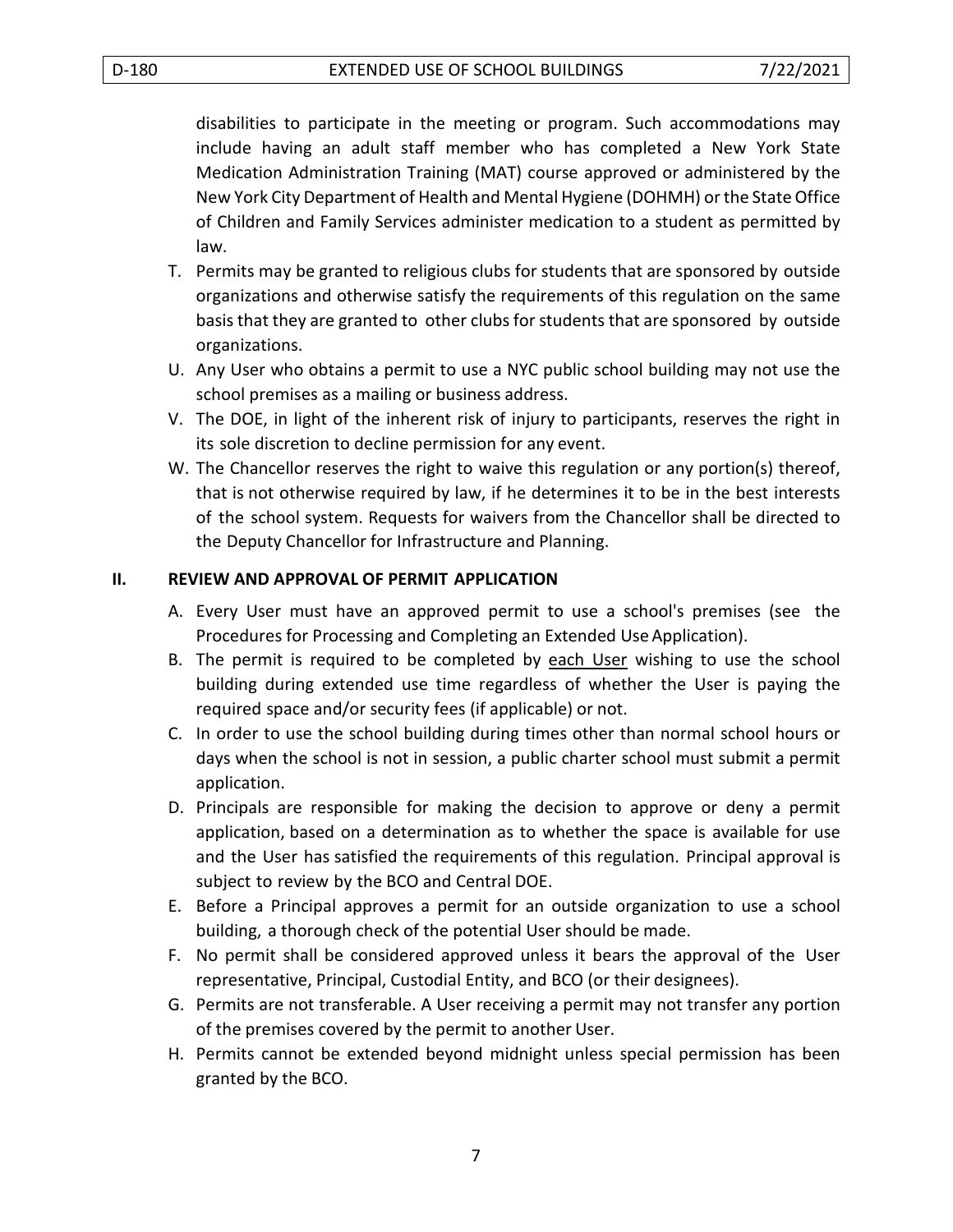disabilities to participate in the meeting or program. Such accommodations may include having an adult staff member who has completed a New York State Medication Administration Training (MAT) course approved or administered by the New York City Department of Health and Mental Hygiene (DOHMH) or the State Office of Children and Family Services administer medication to a student as permitted by law.

T. Permits may be granted to religious clubs for students that are sponsored by outside organizations and otherwise satisfy the requirements of this regulation on the same basis that they are granted to other clubs for students that are sponsored by outside organizations.

U. Any User who obtains a permit to use a NYC public school building may not use the school premises as a mailing or business address.

V. The DOE, in light of the inherent risk of injury to participants, reserves the right in its sole discretion to decline permission for any event.

W. The Chancellor reserves the right to waive this regulation or any portion(s) thereof, that is not otherwise required by law, if he determines it to be in the best interests of the school system. Requests for waivers from the Chancellor shall be directed to the Deputy Chancellor for Infrastructure and Planning.

## II. REVIEW AND APPROVAL OF PERMIT APPLICATION

A. Every User must have an approved permit to use a school's premises (see the Procedures for Processing and Completing an Extended Use Application).

B. The permit is required to be completed by each User wishing to use the school building during extended use time regardless of whether the User is paying the required space and/or security fees (if applicable) or not.

C. In order to use the school building during times other than normal school hours or days when the school is not in session, a public charter school must submit a permit application.

D. Principals are responsible for making the decision to approve or deny a permit application, based on a determination as to whether the space is available for use and the User has satisfied the requirements of this regulation. Principal approval is subject to review by the BCO and Central DOE.

E. Before a Principal approves a permit for an outside organization to use a school building, a thorough check of the potential User should be made.

F. No permit shall be considered approved unless it bears the approval of the User representative, Principal, Custodial Entity, and BCO (or their designees).

G. Permits are not transferable. A User receiving a permit may not transfer any portion of the premises covered by the permit to another User.

H. Permits cannot be extended beyond midnight unless special permission has been granted by the BCO.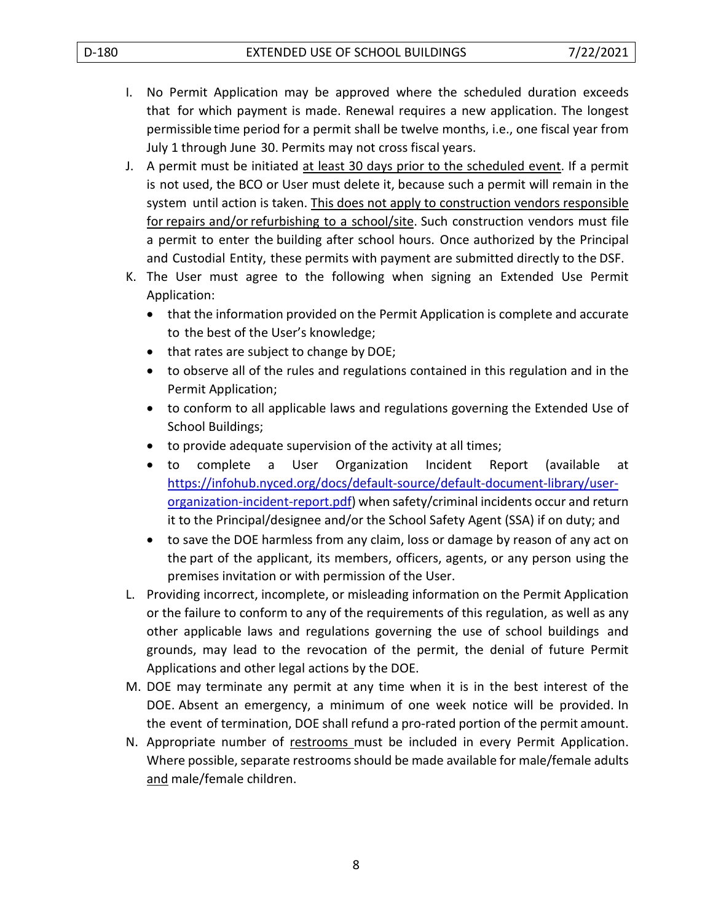I. No Permit Application may be approved where the scheduled duration exceeds that for which payment is made. Renewal requires a new application. The longest permissible time period for a permit shall be twelve months, i.e., one fiscal year from July 1 through June 30. Permits may not cross fiscal years.

J. A permit must be initiated at least 30 days prior to the scheduled event. If a permit is not used, the BCO or User must delete it, because such a permit will remain in the system until action is taken. This does not apply to construction vendors responsible for repairs and/or refurbishing to a school/site. Such construction vendors must file a permit to enter the building after school hours. Once authorized by the Principal and Custodial Entity, these permits with payment are submitted directly to the DSF.

K. The User must agree to the following when signing an Extended Use Permit Application:

   - that the information provided on the Permit Application is complete and accurate to the best of the User's knowledge;
   - that rates are subject to change by DOE;
   - to observe all of the rules and regulations contained in this regulation and in the Permit Application;
   - to conform to all applicable laws and regulations governing the Extended Use of School Buildings;
   - to provide adequate supervision of the activity at all times;
   - to complete a User Organization Incident Report (available at [https://infohub.nyced.org/docs/default-source/default-document-library/user-organization-incident-report.pdf](https://infohub.nyced.org/docs/default-source/default-document-library/user-organization-incident-report.pdf)) when safety/criminal incidents occur and return it to the Principal/designee and/or the School Safety Agent (SSA) if on duty; and
   - to save the DOE harmless from any claim, loss or damage by reason of any act on the part of the applicant, its members, officers, agents, or any person using the premises invitation or with permission of the User.

L. Providing incorrect, incomplete, or misleading information on the Permit Application or the failure to conform to any of the requirements of this regulation, as well as any other applicable laws and regulations governing the use of school buildings and grounds, may lead to the revocation of the permit, the denial of future Permit Applications and other legal actions by the DOE.

M. DOE may terminate any permit at any time when it is in the best interest of the DOE. Absent an emergency, a minimum of one week notice will be provided. In the event of termination, DOE shall refund a pro-rated portion of the permit amount.

N. Appropriate number of restrooms must be included in every Permit Application. Where possible, separate restrooms should be made available for male/female adults and male/female children.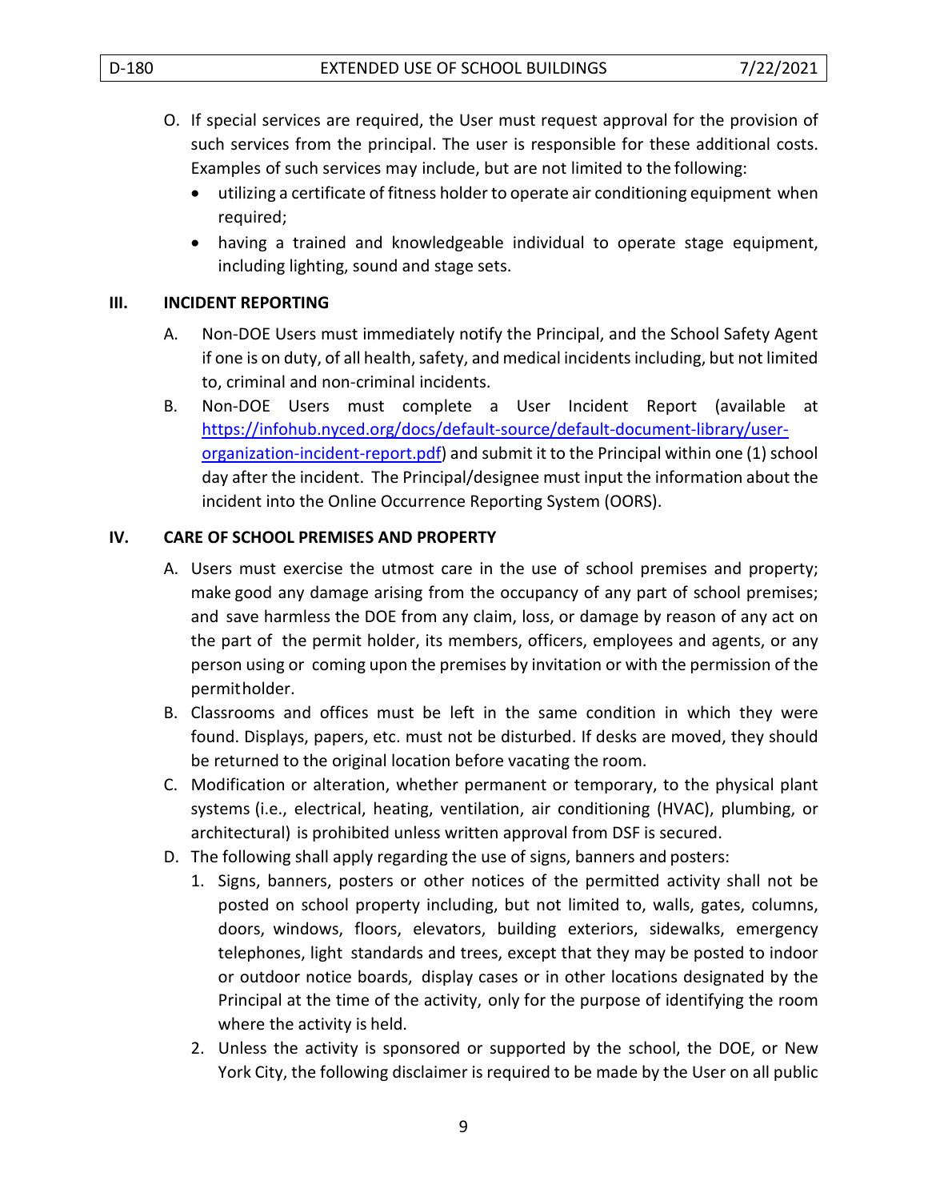O. If special services are required, the User must request approval for the provision of such services from the principal. The user is responsible for these additional costs. Examples of such services may include, but are not limited to the following:
   - utilizing a certificate of fitness holder to operate air conditioning equipment when required;
   - having a trained and knowledgeable individual to operate stage equipment, including lighting, sound and stage sets.

## III. INCIDENT REPORTING

A. Non-DOE Users must immediately notify the Principal, and the School Safety Agent if one is on duty, of all health, safety, and medical incidents including, but not limited to, criminal and non-criminal incidents.

B. Non-DOE Users must complete a User Incident Report (available at [https://infohub.nyced.org/docs/default-source/default-document-library/user-organization-incident-report.pdf](https://infohub.nyced.org/docs/default-source/default-document-library/user-organization-incident-report.pdf)) and submit it to the Principal within one (1) school day after the incident. The Principal/designee must input the information about the incident into the Online Occurrence Reporting System (OORS).

## IV. CARE OF SCHOOL PREMISES AND PROPERTY

A. Users must exercise the utmost care in the use of school premises and property; make good any damage arising from the occupancy of any part of school premises; and save harmless the DOE from any claim, loss, or damage by reason of any act on the part of the permit holder, its members, officers, employees and agents, or any person using or coming upon the premises by invitation or with the permission of the permit holder.

B. Classrooms and offices must be left in the same condition in which they were found. Displays, papers, etc. must not be disturbed. If desks are moved, they should be returned to the original location before vacating the room.

C. Modification or alteration, whether permanent or temporary, to the physical plant systems (i.e., electrical, heating, ventilation, air conditioning (HVAC), plumbing, or architectural) is prohibited unless written approval from DSF is secured.

D. The following shall apply regarding the use of signs, banners and posters:
   1. Signs, banners, posters or other notices of the permitted activity shall not be posted on school property including, but not limited to, walls, gates, columns, doors, windows, floors, elevators, building exteriors, sidewalks, emergency telephones, light standards and trees, except that they may be posted to indoor or outdoor notice boards, display cases or in other locations designated by the Principal at the time of the activity, only for the purpose of identifying the room where the activity is held.
   2. Unless the activity is sponsored or supported by the school, the DOE, or New York City, the following disclaimer is required to be made by the User on all public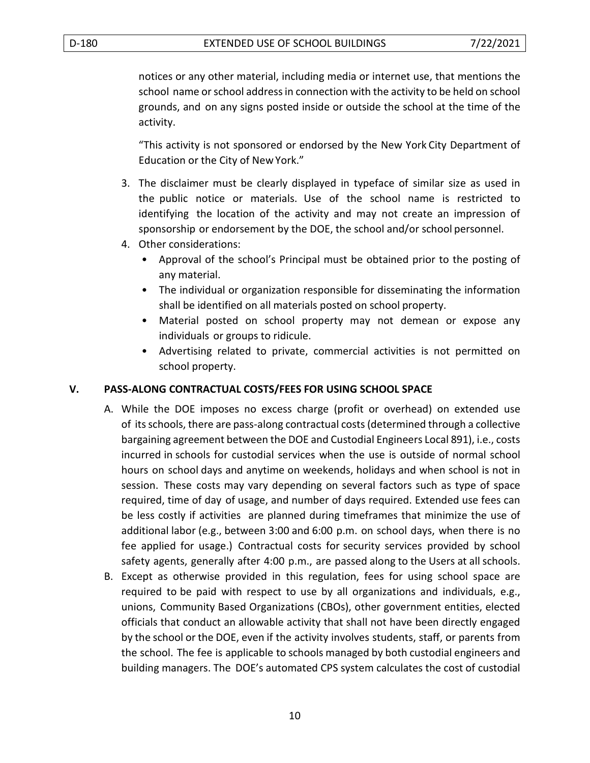notices or any other material, including media or internet use, that mentions the school name or school address in connection with the activity to be held on school grounds, and on any signs posted inside or outside the school at the time of the activity.

"This activity is not sponsored or endorsed by the New York City Department of Education or the City of New York."

3. The disclaimer must be clearly displayed in typeface of similar size as used in the public notice or materials. Use of the school name is restricted to identifying the location of the activity and may not create an impression of sponsorship or endorsement by the DOE, the school and/or school personnel.
4. Other considerations:
   - Approval of the school's Principal must be obtained prior to the posting of any material.
   - The individual or organization responsible for disseminating the information shall be identified on all materials posted on school property.
   - Material posted on school property may not demean or expose any individuals or groups to ridicule.
   - Advertising related to private, commercial activities is not permitted on school property.

## V. PASS-ALONG CONTRACTUAL COSTS/FEES FOR USING SCHOOL SPACE

A. While the DOE imposes no excess charge (profit or overhead) on extended use of its schools, there are pass-along contractual costs (determined through a collective bargaining agreement between the DOE and Custodial Engineers Local 891), i.e., costs incurred in schools for custodial services when the use is outside of normal school hours on school days and anytime on weekends, holidays and when school is not in session. These costs may vary depending on several factors such as type of space required, time of day of usage, and number of days required. Extended use fees can be less costly if activities are planned during timeframes that minimize the use of additional labor (e.g., between 3:00 and 6:00 p.m. on school days, when there is no fee applied for usage.) Contractual costs for security services provided by school safety agents, generally after 4:00 p.m., are passed along to the Users at all schools.

B. Except as otherwise provided in this regulation, fees for using school space are required to be paid with respect to use by all organizations and individuals, e.g., unions, Community Based Organizations (CBOs), other government entities, elected officials that conduct an allowable activity that shall not have been directly engaged by the school or the DOE, even if the activity involves students, staff, or parents from the school. The fee is applicable to schools managed by both custodial engineers and building managers. The DOE's automated CPS system calculates the cost of custodial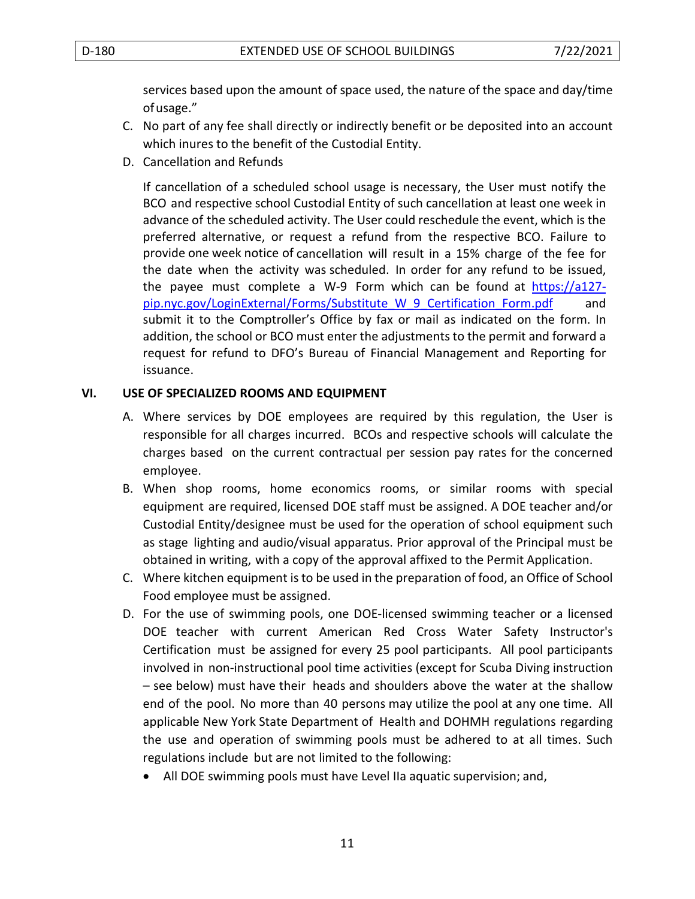services based upon the amount of space used, the nature of the space and day/time of usage."

C. No part of any fee shall directly or indirectly benefit or be deposited into an account which inures to the benefit of the Custodial Entity.

D. Cancellation and Refunds

   If cancellation of a scheduled school usage is necessary, the User must notify the BCO and respective school Custodial Entity of such cancellation at least one week in advance of the scheduled activity. The User could reschedule the event, which is the preferred alternative, or request a refund from the respective BCO. Failure to provide one week notice of cancellation will result in a 15% charge of the fee for the date when the activity was scheduled. In order for any refund to be issued, the payee must complete a W-9 Form which can be found at [https://a127-pip.nyc.gov/LoginExternal/Forms/Substitute_W_9_Certification_Form.pdf](https://a127-pip.nyc.gov/LoginExternal/Forms/Substitute_W_9_Certification_Form.pdf) and submit it to the Comptroller's Office by fax or mail as indicated on the form. In addition, the school or BCO must enter the adjustments to the permit and forward a request for refund to DFO's Bureau of Financial Management and Reporting for issuance.

## VI. USE OF SPECIALIZED ROOMS AND EQUIPMENT

A. Where services by DOE employees are required by this regulation, the User is responsible for all charges incurred. BCOs and respective schools will calculate the charges based on the current contractual per session pay rates for the concerned employee.

B. When shop rooms, home economics rooms, or similar rooms with special equipment are required, licensed DOE staff must be assigned. A DOE teacher and/or Custodial Entity/designee must be used for the operation of school equipment such as stage lighting and audio/visual apparatus. Prior approval of the Principal must be obtained in writing, with a copy of the approval affixed to the Permit Application.

C. Where kitchen equipment is to be used in the preparation of food, an Office of School Food employee must be assigned.

D. For the use of swimming pools, one DOE-licensed swimming teacher or a licensed DOE teacher with current American Red Cross Water Safety Instructor's Certification must be assigned for every 25 pool participants. All pool participants involved in non-instructional pool time activities (except for Scuba Diving instruction – see below) must have their heads and shoulders above the water at the shallow end of the pool. No more than 40 persons may utilize the pool at any one time. All applicable New York State Department of Health and DOHMH regulations regarding the use and operation of swimming pools must be adhered to at all times. Such regulations include but are not limited to the following:

   - All DOE swimming pools must have Level IIa aquatic supervision; and,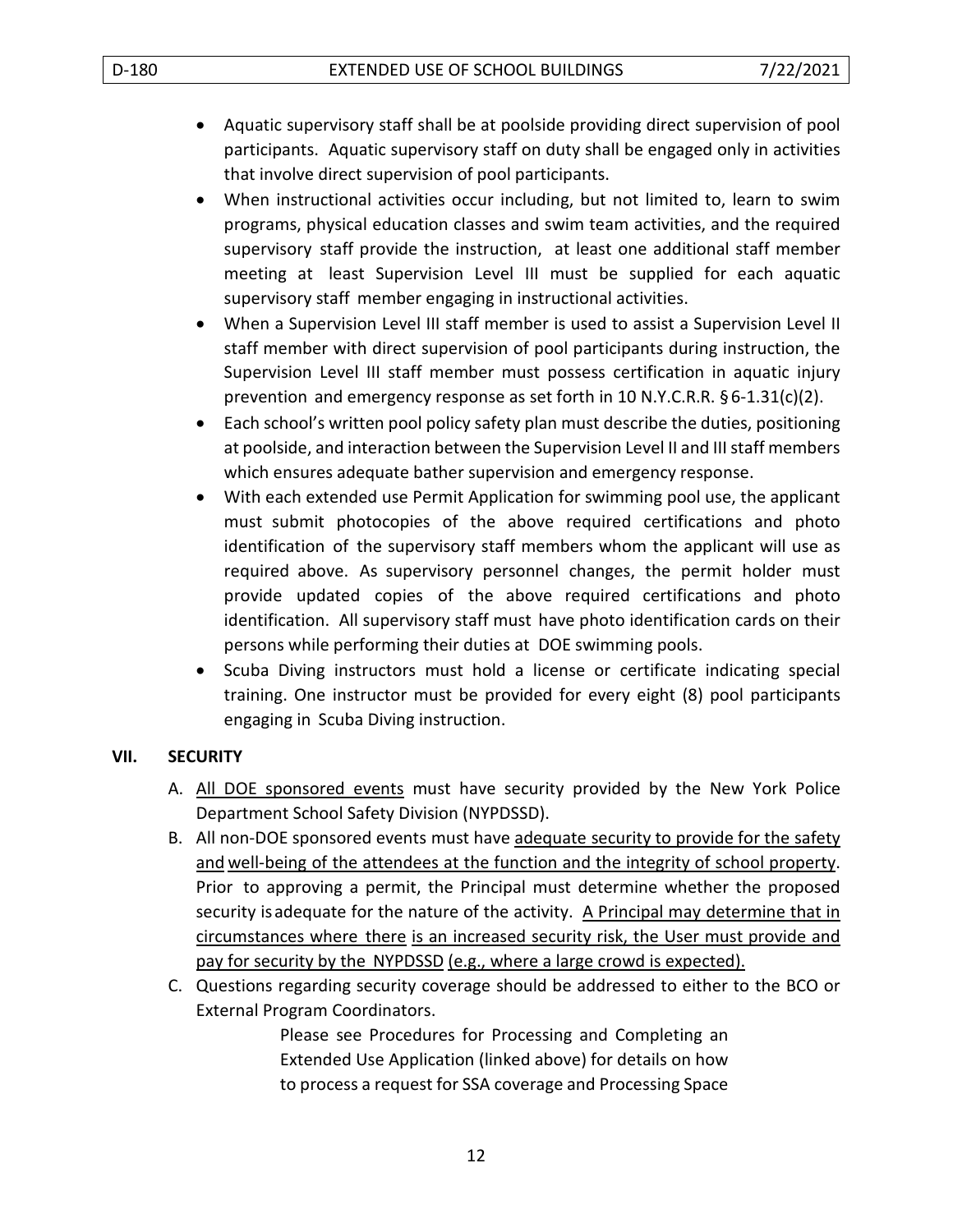- Aquatic supervisory staff shall be at poolside providing direct supervision of pool participants. Aquatic supervisory staff on duty shall be engaged only in activities that involve direct supervision of pool participants.
- When instructional activities occur including, but not limited to, learn to swim programs, physical education classes and swim team activities, and the required supervisory staff provide the instruction, at least one additional staff member meeting at least Supervision Level III must be supplied for each aquatic supervisory staff member engaging in instructional activities.
- When a Supervision Level III staff member is used to assist a Supervision Level II staff member with direct supervision of pool participants during instruction, the Supervision Level III staff member must possess certification in aquatic injury prevention and emergency response as set forth in 10 N.Y.C.R.R. §6-1.31(c)(2).
- Each school's written pool policy safety plan must describe the duties, positioning at poolside, and interaction between the Supervision Level II and III staff members which ensures adequate bather supervision and emergency response.
- With each extended use Permit Application for swimming pool use, the applicant must submit photocopies of the above required certifications and photo identification of the supervisory staff members whom the applicant will use as required above. As supervisory personnel changes, the permit holder must provide updated copies of the above required certifications and photo identification. All supervisory staff must have photo identification cards on their persons while performing their duties at DOE swimming pools.
- Scuba Diving instructors must hold a license or certificate indicating special training. One instructor must be provided for every eight (8) pool participants engaging in Scuba Diving instruction.

## VII. SECURITY

A. <u>All DOE sponsored events</u> must have security provided by the New York Police Department School Safety Division (NYPDSSD).

B. All non-DOE sponsored events must have <u>adequate security to provide for the safety and well-being of the attendees at the function and the integrity of school property</u>. Prior to approving a permit, the Principal must determine whether the proposed security is adequate for the nature of the activity. <u>A Principal may determine that in circumstances where there is an increased security risk, the User must provide and pay for security by the NYPDSSD (e.g., where a large crowd is expected).</u>

C. Questions regarding security coverage should be addressed to either to the BCO or External Program Coordinators.

Please see Procedures for Processing and Completing an Extended Use Application (linked above) for details on how to process a request for SSA coverage and Processing Space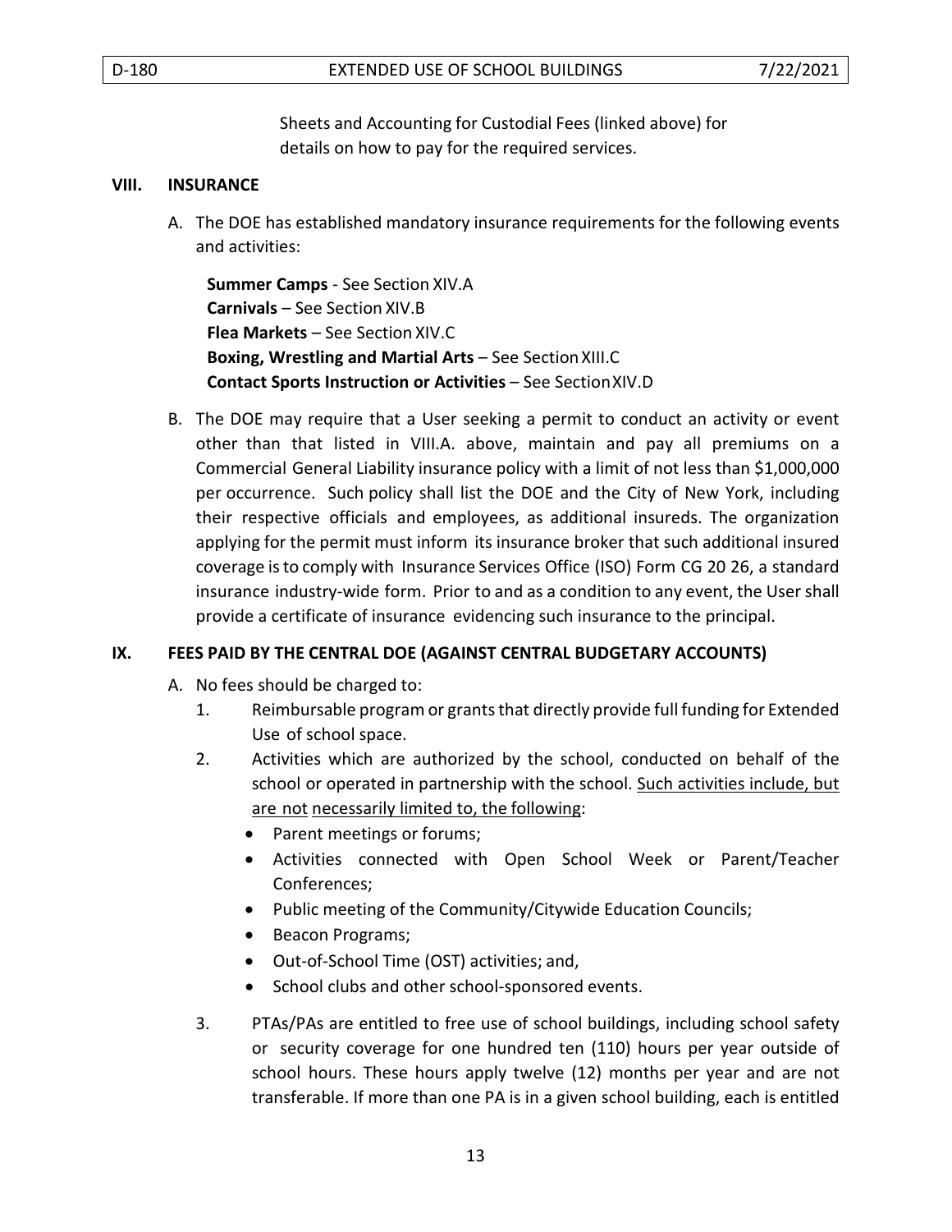Sheets and Accounting for Custodial Fees (linked above) for details on how to pay for the required services.

## VIII. INSURANCE

A. The DOE has established mandatory insurance requirements for the following events and activities:

**Summer Camps** - See Section XIV.A
**Carnivals** – See Section XIV.B
**Flea Markets** – See Section XIV.C
**Boxing, Wrestling and Martial Arts** – See Section XIII.C
**Contact Sports Instruction or Activities** – See Section XIV.D

B. The DOE may require that a User seeking a permit to conduct an activity or event other than that listed in VIII.A. above, maintain and pay all premiums on a Commercial General Liability insurance policy with a limit of not less than $1,000,000 per occurrence. Such policy shall list the DOE and the City of New York, including their respective officials and employees, as additional insureds. The organization applying for the permit must inform its insurance broker that such additional insured coverage is to comply with Insurance Services Office (ISO) Form CG 20 26, a standard insurance industry-wide form. Prior to and as a condition to any event, the User shall provide a certificate of insurance evidencing such insurance to the principal.

## IX. FEES PAID BY THE CENTRAL DOE (AGAINST CENTRAL BUDGETARY ACCOUNTS)

A. No fees should be charged to:

1. Reimbursable program or grants that directly provide full funding for Extended Use of school space.
2. Activities which are authorized by the school, conducted on behalf of the school or operated in partnership with the school. Such activities include, but are not necessarily limited to, the following:
   - Parent meetings or forums;
   - Activities connected with Open School Week or Parent/Teacher Conferences;
   - Public meeting of the Community/Citywide Education Councils;
   - Beacon Programs;
   - Out-of-School Time (OST) activities; and,
   - School clubs and other school-sponsored events.
3. PTAs/PAs are entitled to free use of school buildings, including school safety or security coverage for one hundred ten (110) hours per year outside of school hours. These hours apply twelve (12) months per year and are not transferable. If more than one PA is in a given school building, each is entitled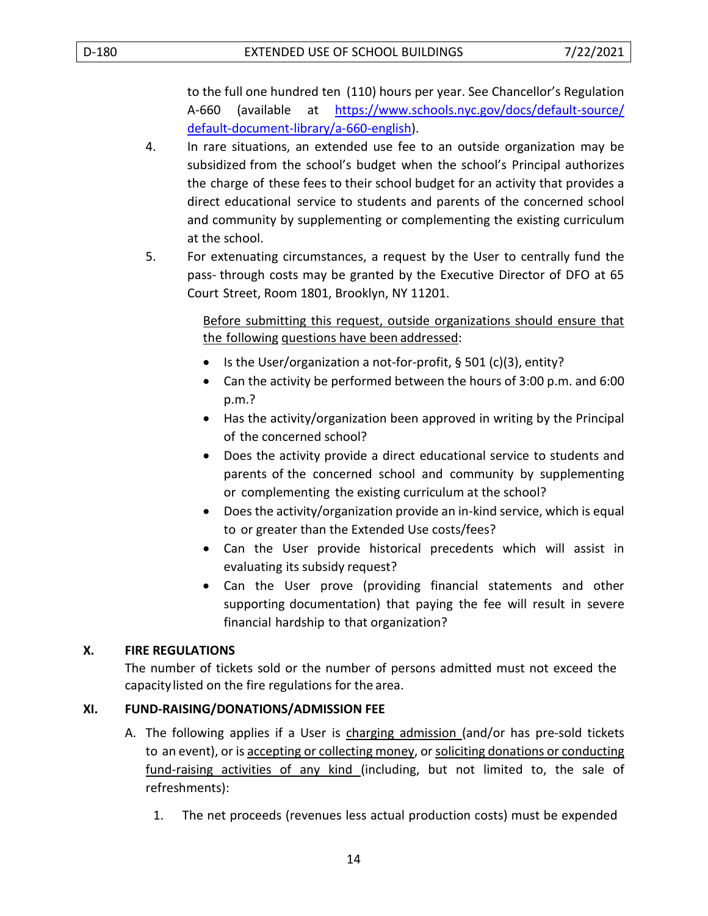to the full one hundred ten (110) hours per year. See Chancellor's Regulation A-660 (available at [https://www.schools.nyc.gov/docs/default-source/default-document-library/a-660-english](https://www.schools.nyc.gov/docs/default-source/default-document-library/a-660-english)).

4. In rare situations, an extended use fee to an outside organization may be subsidized from the school's budget when the school's Principal authorizes the charge of these fees to their school budget for an activity that provides a direct educational service to students and parents of the concerned school and community by supplementing or complementing the existing curriculum at the school.

5. For extenuating circumstances, a request by the User to centrally fund the pass- through costs may be granted by the Executive Director of DFO at 65 Court Street, Room 1801, Brooklyn, NY 11201.

   <u>Before submitting this request, outside organizations should ensure that the following questions have been addressed</u>:

   - Is the User/organization a not-for-profit, § 501 (c)(3), entity?
   - Can the activity be performed between the hours of 3:00 p.m. and 6:00 p.m.?
   - Has the activity/organization been approved in writing by the Principal of the concerned school?
   - Does the activity provide a direct educational service to students and parents of the concerned school and community by supplementing or complementing the existing curriculum at the school?
   - Does the activity/organization provide an in-kind service, which is equal to or greater than the Extended Use costs/fees?
   - Can the User provide historical precedents which will assist in evaluating its subsidy request?
   - Can the User prove (providing financial statements and other supporting documentation) that paying the fee will result in severe financial hardship to that organization?

## X. FIRE REGULATIONS

The number of tickets sold or the number of persons admitted must not exceed the capacity listed on the fire regulations for the area.

## XI. FUND-RAISING/DONATIONS/ADMISSION FEE

A. The following applies if a User is <u>charging admission</u> (and/or has pre-sold tickets to an event), or is <u>accepting or collecting money</u>, or <u>soliciting donations or conducting fund-raising activities of any kind</u> (including, but not limited to, the sale of refreshments):

   1. The net proceeds (revenues less actual production costs) must be expended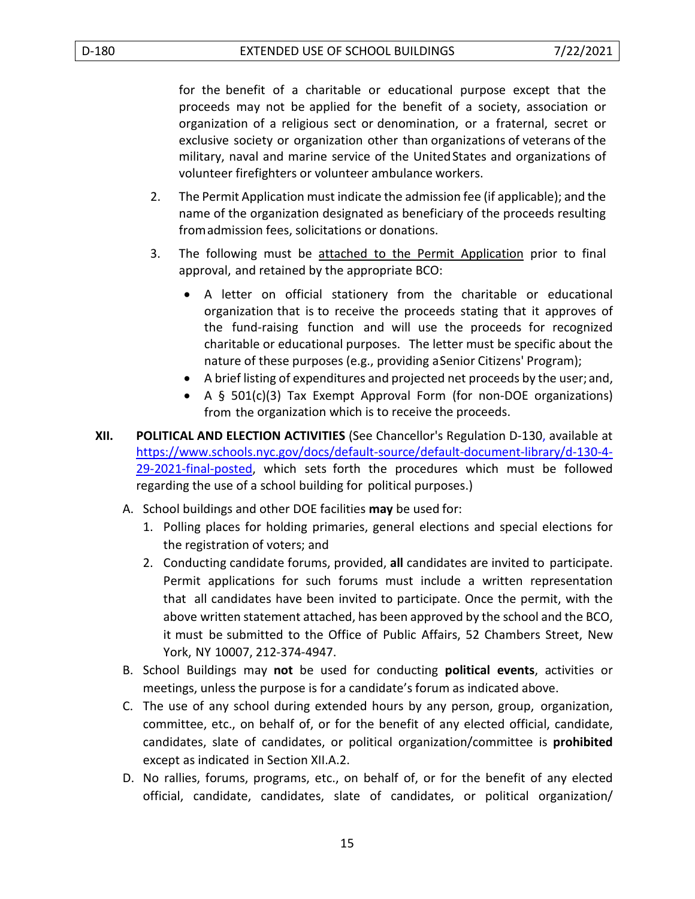for the benefit of a charitable or educational purpose except that the proceeds may not be applied for the benefit of a society, association or organization of a religious sect or denomination, or a fraternal, secret or exclusive society or organization other than organizations of veterans of the military, naval and marine service of the United States and organizations of volunteer firefighters or volunteer ambulance workers.

2. The Permit Application must indicate the admission fee (if applicable); and the name of the organization designated as beneficiary of the proceeds resulting from admission fees, solicitations or donations.

3. The following must be <u>attached to the Permit Application</u> prior to final approval, and retained by the appropriate BCO:

   - A letter on official stationery from the charitable or educational organization that is to receive the proceeds stating that it approves of the fund-raising function and will use the proceeds for recognized charitable or educational purposes. The letter must be specific about the nature of these purposes (e.g., providing a Senior Citizens' Program);
   - A brief listing of expenditures and projected net proceeds by the user; and,
   - A § 501(c)(3) Tax Exempt Approval Form (for non-DOE organizations) from the organization which is to receive the proceeds.

## XII. POLITICAL AND ELECTION ACTIVITIES

**XII. POLITICAL AND ELECTION ACTIVITIES** (See Chancellor's Regulation D-130, available at [https://www.schools.nyc.gov/docs/default-source/default-document-library/d-130-4-29-2021-final-posted](https://www.schools.nyc.gov/docs/default-source/default-document-library/d-130-4-29-2021-final-posted), which sets forth the procedures which must be followed regarding the use of a school building for political purposes.)

A. School buildings and other DOE facilities **may** be used for:

   1. Polling places for holding primaries, general elections and special elections for the registration of voters; and
   2. Conducting candidate forums, provided, **all** candidates are invited to participate. Permit applications for such forums must include a written representation that all candidates have been invited to participate. Once the permit, with the above written statement attached, has been approved by the school and the BCO, it must be submitted to the Office of Public Affairs, 52 Chambers Street, New York, NY 10007, 212-374-4947.

B. School Buildings may **not** be used for conducting **political events**, activities or meetings, unless the purpose is for a candidate's forum as indicated above.

C. The use of any school during extended hours by any person, group, organization, committee, etc., on behalf of, or for the benefit of any elected official, candidate, candidates, slate of candidates, or political organization/committee is **prohibited** except as indicated in Section XII.A.2.

D. No rallies, forums, programs, etc., on behalf of, or for the benefit of any elected official, candidate, candidates, slate of candidates, or political organization/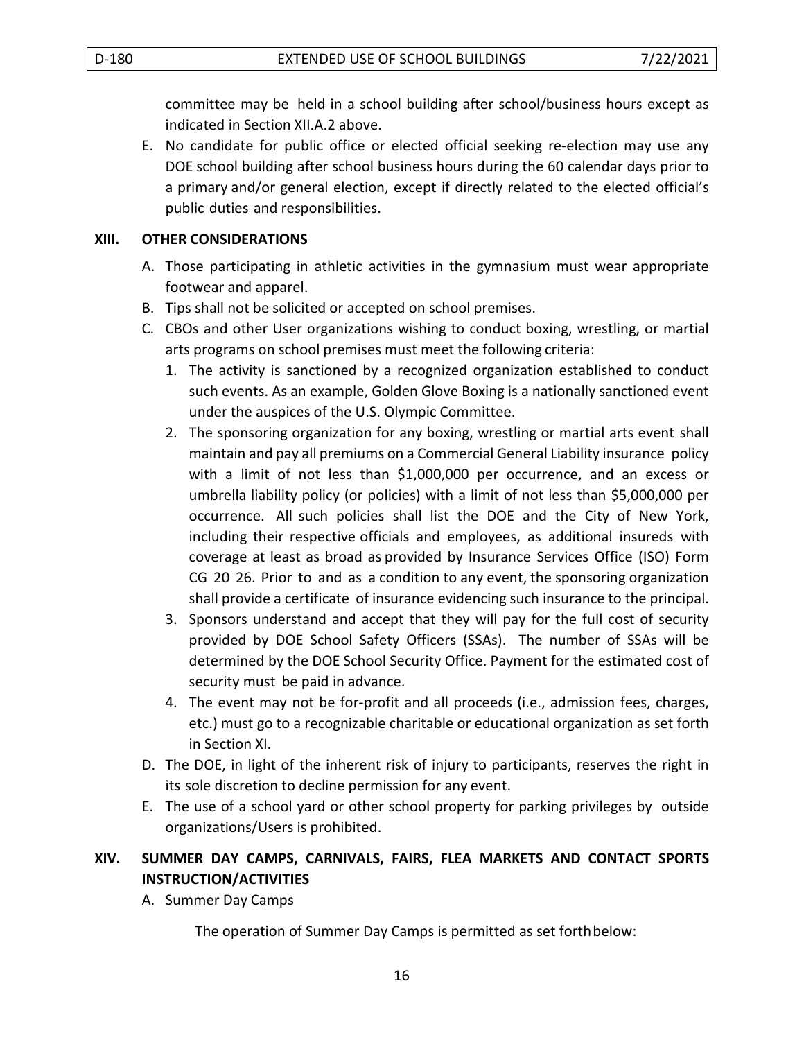committee may be held in a school building after school/business hours except as indicated in Section XII.A.2 above.

E. No candidate for public office or elected official seeking re-election may use any DOE school building after school business hours during the 60 calendar days prior to a primary and/or general election, except if directly related to the elected official's public duties and responsibilities.

## XIII. OTHER CONSIDERATIONS

A. Those participating in athletic activities in the gymnasium must wear appropriate footwear and apparel.

B. Tips shall not be solicited or accepted on school premises.

C. CBOs and other User organizations wishing to conduct boxing, wrestling, or martial arts programs on school premises must meet the following criteria:

   1. The activity is sanctioned by a recognized organization established to conduct such events. As an example, Golden Glove Boxing is a nationally sanctioned event under the auspices of the U.S. Olympic Committee.
   2. The sponsoring organization for any boxing, wrestling or martial arts event shall maintain and pay all premiums on a Commercial General Liability insurance policy with a limit of not less than $1,000,000 per occurrence, and an excess or umbrella liability policy (or policies) with a limit of not less than $5,000,000 per occurrence. All such policies shall list the DOE and the City of New York, including their respective officials and employees, as additional insureds with coverage at least as broad as provided by Insurance Services Office (ISO) Form CG 20 26. Prior to and as a condition to any event, the sponsoring organization shall provide a certificate of insurance evidencing such insurance to the principal.
   3. Sponsors understand and accept that they will pay for the full cost of security provided by DOE School Safety Officers (SSAs). The number of SSAs will be determined by the DOE School Security Office. Payment for the estimated cost of security must be paid in advance.
   4. The event may not be for-profit and all proceeds (i.e., admission fees, charges, etc.) must go to a recognizable charitable or educational organization as set forth in Section XI.

D. The DOE, in light of the inherent risk of injury to participants, reserves the right in its sole discretion to decline permission for any event.

E. The use of a school yard or other school property for parking privileges by outside organizations/Users is prohibited.

## XIV. SUMMER DAY CAMPS, CARNIVALS, FAIRS, FLEA MARKETS AND CONTACT SPORTS INSTRUCTION/ACTIVITIES

A. Summer Day Camps

The operation of Summer Day Camps is permitted as set forth below: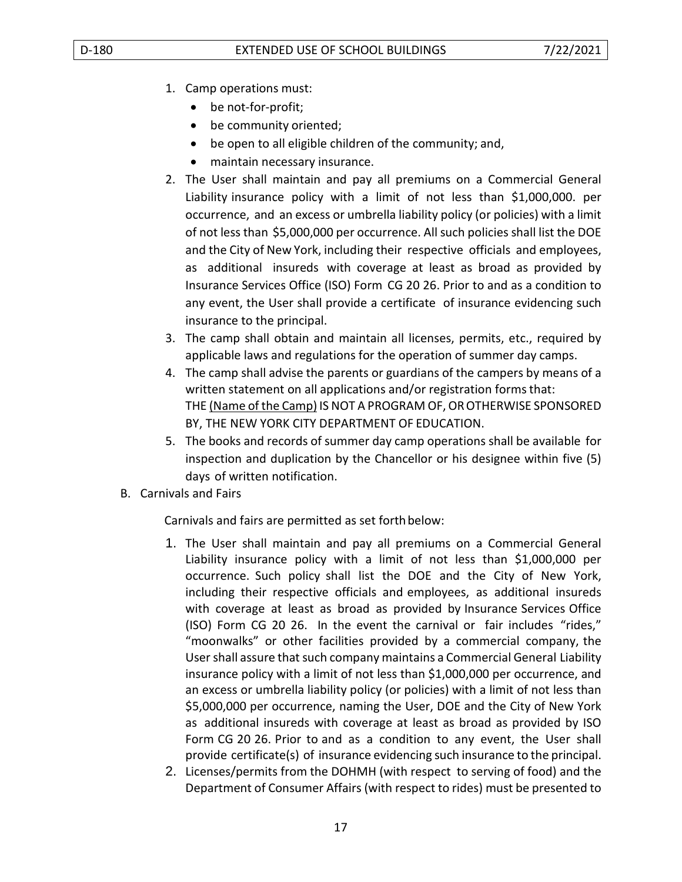1. Camp operations must:
   - be not-for-profit;
   - be community oriented;
   - be open to all eligible children of the community; and,
   - maintain necessary insurance.
2. The User shall maintain and pay all premiums on a Commercial General Liability insurance policy with a limit of not less than $1,000,000. per occurrence, and an excess or umbrella liability policy (or policies) with a limit of not less than $5,000,000 per occurrence. All such policies shall list the DOE and the City of New York, including their respective officials and employees, as additional insureds with coverage at least as broad as provided by Insurance Services Office (ISO) Form CG 20 26. Prior to and as a condition to any event, the User shall provide a certificate of insurance evidencing such insurance to the principal.
3. The camp shall obtain and maintain all licenses, permits, etc., required by applicable laws and regulations for the operation of summer day camps.
4. The camp shall advise the parents or guardians of the campers by means of a written statement on all applications and/or registration forms that: THE <u>(Name of the Camp)</u> IS NOT A PROGRAM OF, OR OTHERWISE SPONSORED BY, THE NEW YORK CITY DEPARTMENT OF EDUCATION.
5. The books and records of summer day camp operations shall be available for inspection and duplication by the Chancellor or his designee within five (5) days of written notification.

B. Carnivals and Fairs

Carnivals and fairs are permitted as set forth below:

1. The User shall maintain and pay all premiums on a Commercial General Liability insurance policy with a limit of not less than $1,000,000 per occurrence. Such policy shall list the DOE and the City of New York, including their respective officials and employees, as additional insureds with coverage at least as broad as provided by Insurance Services Office (ISO) Form CG 20 26. In the event the carnival or fair includes "rides," "moonwalks" or other facilities provided by a commercial company, the User shall assure that such company maintains a Commercial General Liability insurance policy with a limit of not less than $1,000,000 per occurrence, and an excess or umbrella liability policy (or policies) with a limit of not less than $5,000,000 per occurrence, naming the User, DOE and the City of New York as additional insureds with coverage at least as broad as provided by ISO Form CG 20 26. Prior to and as a condition to any event, the User shall provide certificate(s) of insurance evidencing such insurance to the principal.
2. Licenses/permits from the DOHMH (with respect to serving of food) and the Department of Consumer Affairs (with respect to rides) must be presented to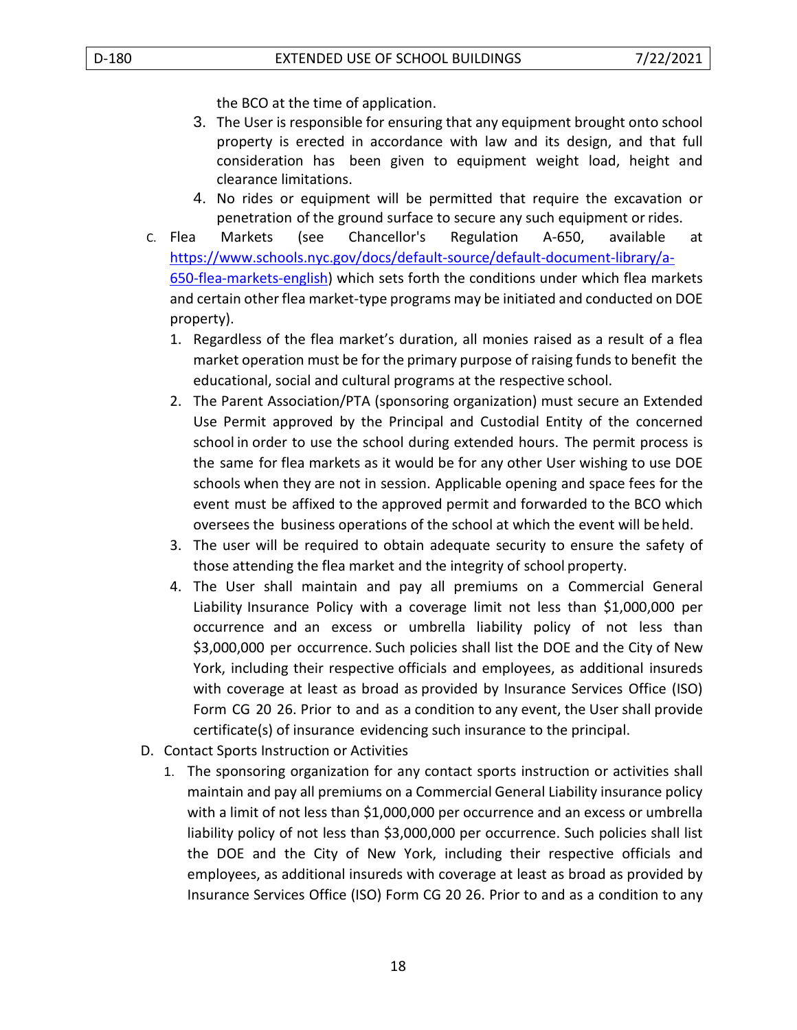the BCO at the time of application.

3. The User is responsible for ensuring that any equipment brought onto school property is erected in accordance with law and its design, and that full consideration has been given to equipment weight load, height and clearance limitations.
4. No rides or equipment will be permitted that require the excavation or penetration of the ground surface to secure any such equipment or rides.

C. Flea Markets (see Chancellor's Regulation A-650, available at [https://www.schools.nyc.gov/docs/default-source/default-document-library/a-650-flea-markets-english](https://www.schools.nyc.gov/docs/default-source/default-document-library/a-650-flea-markets-english)) which sets forth the conditions under which flea markets and certain other flea market-type programs may be initiated and conducted on DOE property).

1. Regardless of the flea market's duration, all monies raised as a result of a flea market operation must be for the primary purpose of raising funds to benefit the educational, social and cultural programs at the respective school.
2. The Parent Association/PTA (sponsoring organization) must secure an Extended Use Permit approved by the Principal and Custodial Entity of the concerned school in order to use the school during extended hours. The permit process is the same for flea markets as it would be for any other User wishing to use DOE schools when they are not in session. Applicable opening and space fees for the event must be affixed to the approved permit and forwarded to the BCO which oversees the business operations of the school at which the event will be held.
3. The user will be required to obtain adequate security to ensure the safety of those attending the flea market and the integrity of school property.
4. The User shall maintain and pay all premiums on a Commercial General Liability Insurance Policy with a coverage limit not less than $1,000,000 per occurrence and an excess or umbrella liability policy of not less than $3,000,000 per occurrence. Such policies shall list the DOE and the City of New York, including their respective officials and employees, as additional insureds with coverage at least as broad as provided by Insurance Services Office (ISO) Form CG 20 26. Prior to and as a condition to any event, the User shall provide certificate(s) of insurance evidencing such insurance to the principal.

D. Contact Sports Instruction or Activities

1. The sponsoring organization for any contact sports instruction or activities shall maintain and pay all premiums on a Commercial General Liability insurance policy with a limit of not less than $1,000,000 per occurrence and an excess or umbrella liability policy of not less than $3,000,000 per occurrence. Such policies shall list the DOE and the City of New York, including their respective officials and employees, as additional insureds with coverage at least as broad as provided by Insurance Services Office (ISO) Form CG 20 26. Prior to and as a condition to any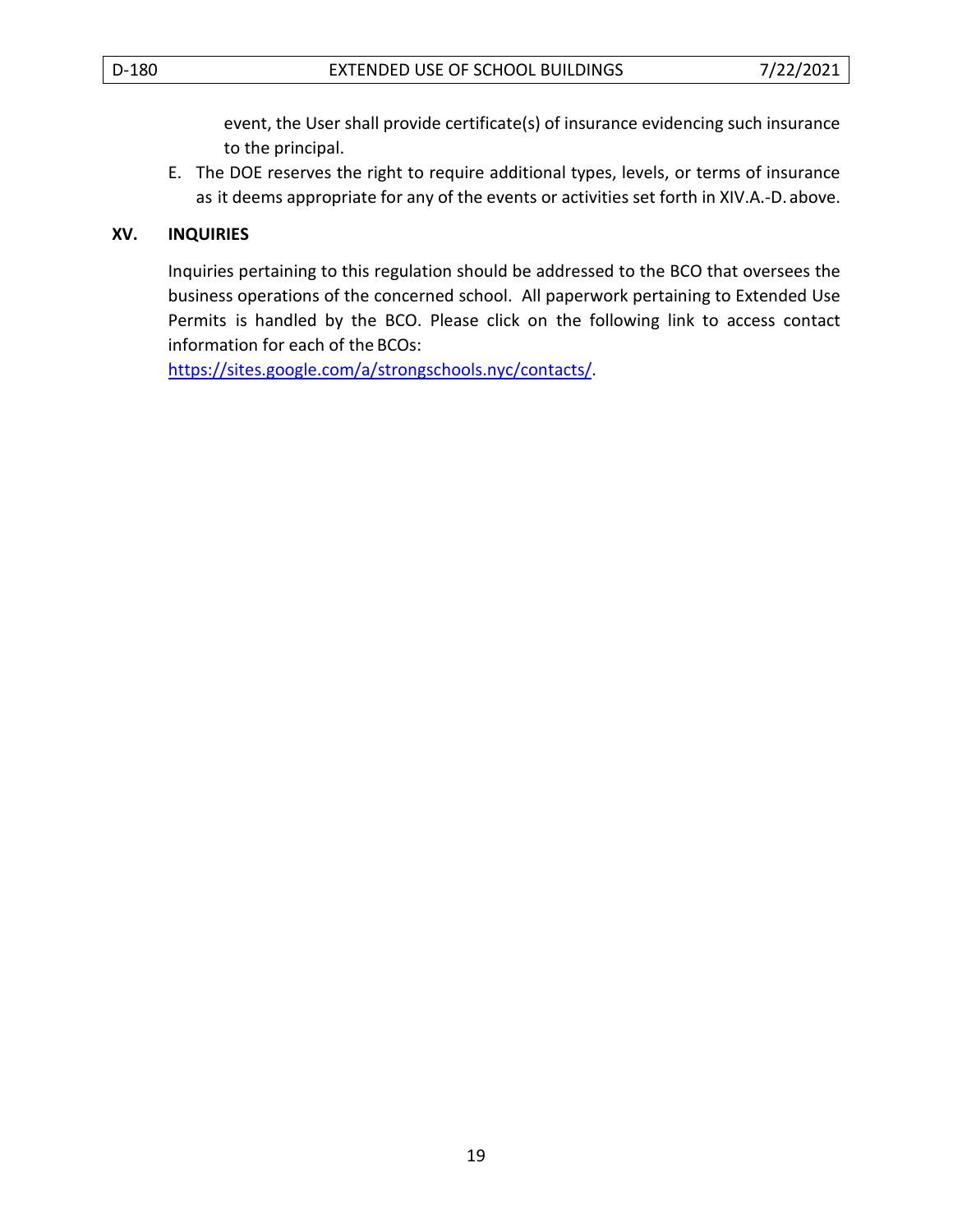event, the User shall provide certificate(s) of insurance evidencing such insurance to the principal.

E. The DOE reserves the right to require additional types, levels, or terms of insurance as it deems appropriate for any of the events or activities set forth in XIV.A.-D. above.

## XV. INQUIRIES

Inquiries pertaining to this regulation should be addressed to the BCO that oversees the business operations of the concerned school. All paperwork pertaining to Extended Use Permits is handled by the BCO. Please click on the following link to access contact information for each of the BCOs: [https://sites.google.com/a/strongschools.nyc/contacts/](https://sites.google.com/a/strongschools.nyc/contacts/).